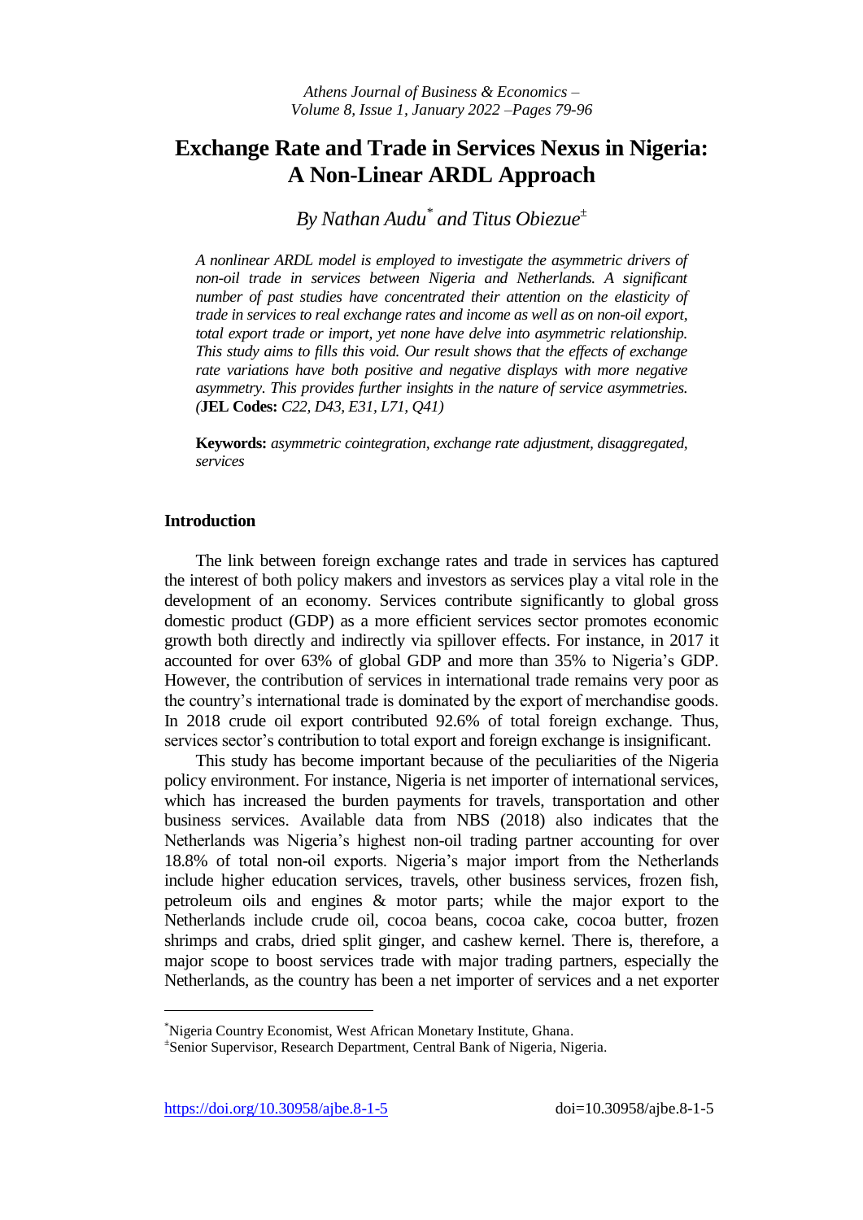# Exchange Rate and Trade in Services Nexus in Nigeria: A Non-Linear ARDL Approach

*By Nathan Audu[*] and Titus Obiezue[±]*

*A nonlinear ARDL model is employed to investigate the asymmetric drivers of non-oil trade in services between Nigeria and Netherlands. A significant number of past studies have concentrated their attention on the elasticity of trade in services to real exchange rates and income as well as on non-oil export, total export trade or import, yet none have delve into asymmetric relationship. This study aims to fills this void. Our result shows that the effects of exchange rate variations have both positive and negative displays with more negative asymmetry. This provides further insights in the nature of service asymmetries.* (**JEL Codes:** *C22, D43, E31, L71, Q41*)

**Keywords:** *asymmetric cointegration, exchange rate adjustment, disaggregated, services*

## Introduction

The link between foreign exchange rates and trade in services has captured the interest of both policy makers and investors as services play a vital role in the development of an economy. Services contribute significantly to global gross domestic product (GDP) as a more efficient services sector promotes economic growth both directly and indirectly via spillover effects. For instance, in 2017 it accounted for over 63% of global GDP and more than 35% to Nigeria's GDP. However, the contribution of services in international trade remains very poor as the country's international trade is dominated by the export of merchandise goods. In 2018 crude oil export contributed 92.6% of total foreign exchange. Thus, services sector's contribution to total export and foreign exchange is insignificant.

This study has become important because of the peculiarities of the Nigeria policy environment. For instance, Nigeria is net importer of international services, which has increased the burden payments for travels, transportation and other business services. Available data from NBS (2018) also indicates that the Netherlands was Nigeria's highest non-oil trading partner accounting for over 18.8% of total non-oil exports. Nigeria's major import from the Netherlands include higher education services, travels, other business services, frozen fish, petroleum oils and engines & motor parts; while the major export to the Netherlands include crude oil, cocoa beans, cocoa cake, cocoa butter, frozen shrimps and crabs, dried split ginger, and cashew kernel. There is, therefore, a major scope to boost services trade with major trading partners, especially the Netherlands, as the country has been a net importer of services and a net exporter

---

[*]Nigeria Country Economist, West African Monetary Institute, Ghana.

[±]Senior Supervisor, Research Department, Central Bank of Nigeria, Nigeria.

https://doi.org/10.30958/ajbe.8-1-5 doi=10.30958/ajbe.8-1-5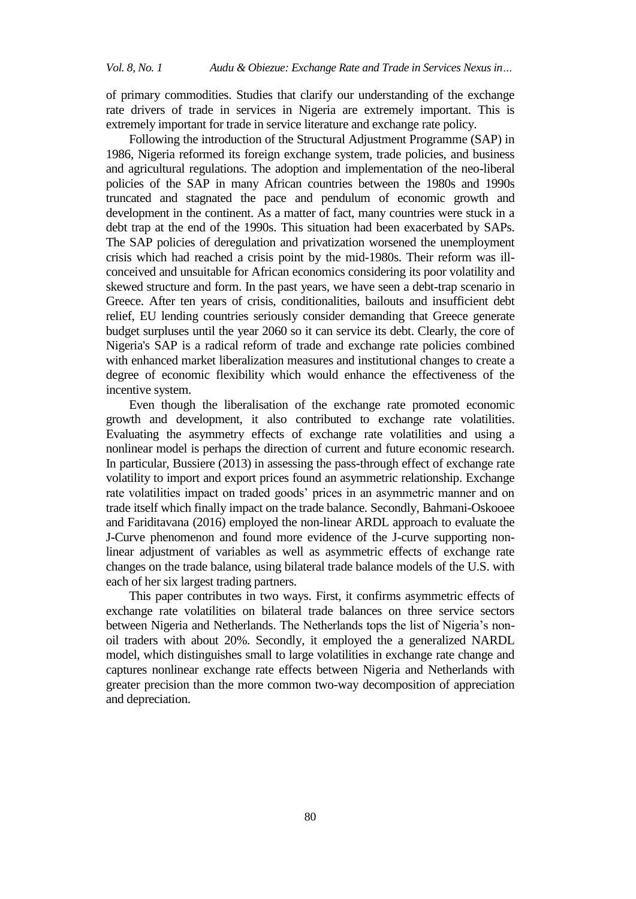of primary commodities. Studies that clarify our understanding of the exchange rate drivers of trade in services in Nigeria are extremely important. This is extremely important for trade in service literature and exchange rate policy.

Following the introduction of the Structural Adjustment Programme (SAP) in 1986, Nigeria reformed its foreign exchange system, trade policies, and business and agricultural regulations. The adoption and implementation of the neo-liberal policies of the SAP in many African countries between the 1980s and 1990s truncated and stagnated the pace and pendulum of economic growth and development in the continent. As a matter of fact, many countries were stuck in a debt trap at the end of the 1990s. This situation had been exacerbated by SAPs. The SAP policies of deregulation and privatization worsened the unemployment crisis which had reached a crisis point by the mid-1980s. Their reform was ill-conceived and unsuitable for African economics considering its poor volatility and skewed structure and form. In the past years, we have seen a debt-trap scenario in Greece. After ten years of crisis, conditionalities, bailouts and insufficient debt relief, EU lending countries seriously consider demanding that Greece generate budget surpluses until the year 2060 so it can service its debt. Clearly, the core of Nigeria's SAP is a radical reform of trade and exchange rate policies combined with enhanced market liberalization measures and institutional changes to create a degree of economic flexibility which would enhance the effectiveness of the incentive system.

Even though the liberalisation of the exchange rate promoted economic growth and development, it also contributed to exchange rate volatilities. Evaluating the asymmetry effects of exchange rate volatilities and using a nonlinear model is perhaps the direction of current and future economic research. In particular, Bussiere (2013) in assessing the pass-through effect of exchange rate volatility to import and export prices found an asymmetric relationship. Exchange rate volatilities impact on traded goods' prices in an asymmetric manner and on trade itself which finally impact on the trade balance. Secondly, Bahmani-Oskooee and Fariditavana (2016) employed the non-linear ARDL approach to evaluate the J-Curve phenomenon and found more evidence of the J-curve supporting non-linear adjustment of variables as well as asymmetric effects of exchange rate changes on the trade balance, using bilateral trade balance models of the U.S. with each of her six largest trading partners.

This paper contributes in two ways. First, it confirms asymmetric effects of exchange rate volatilities on bilateral trade balances on three service sectors between Nigeria and Netherlands. The Netherlands tops the list of Nigeria's non-oil traders with about 20%. Secondly, it employed the a generalized NARDL model, which distinguishes small to large volatilities in exchange rate change and captures nonlinear exchange rate effects between Nigeria and Netherlands with greater precision than the more common two-way decomposition of appreciation and depreciation.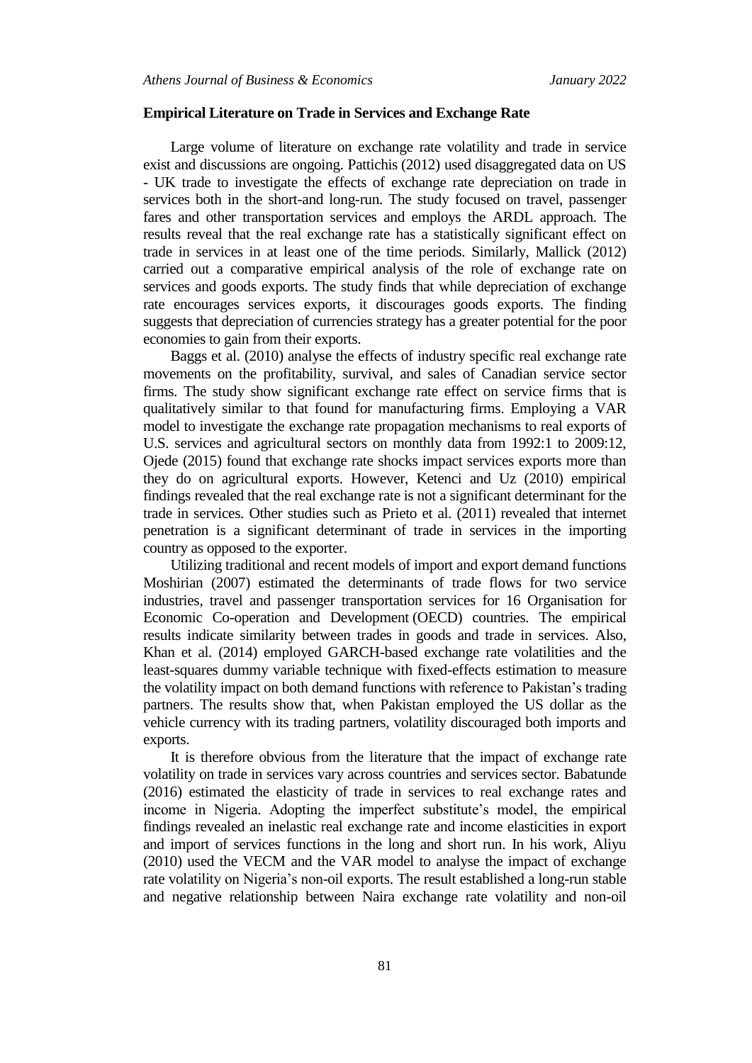**Empirical Literature on Trade in Services and Exchange Rate**

Large volume of literature on exchange rate volatility and trade in service exist and discussions are ongoing. Pattichis (2012) used disaggregated data on US - UK trade to investigate the effects of exchange rate depreciation on trade in services both in the short-and long-run. The study focused on travel, passenger fares and other transportation services and employs the ARDL approach. The results reveal that the real exchange rate has a statistically significant effect on trade in services in at least one of the time periods. Similarly, Mallick (2012) carried out a comparative empirical analysis of the role of exchange rate on services and goods exports. The study finds that while depreciation of exchange rate encourages services exports, it discourages goods exports. The finding suggests that depreciation of currencies strategy has a greater potential for the poor economies to gain from their exports.

Baggs et al. (2010) analyse the effects of industry specific real exchange rate movements on the profitability, survival, and sales of Canadian service sector firms. The study show significant exchange rate effect on service firms that is qualitatively similar to that found for manufacturing firms. Employing a VAR model to investigate the exchange rate propagation mechanisms to real exports of U.S. services and agricultural sectors on monthly data from 1992:1 to 2009:12, Ojede (2015) found that exchange rate shocks impact services exports more than they do on agricultural exports. However, Ketenci and Uz (2010) empirical findings revealed that the real exchange rate is not a significant determinant for the trade in services. Other studies such as Prieto et al. (2011) revealed that internet penetration is a significant determinant of trade in services in the importing country as opposed to the exporter.

Utilizing traditional and recent models of import and export demand functions Moshirian (2007) estimated the determinants of trade flows for two service industries, travel and passenger transportation services for 16 Organisation for Economic Co-operation and Development (OECD) countries. The empirical results indicate similarity between trades in goods and trade in services. Also, Khan et al. (2014) employed GARCH-based exchange rate volatilities and the least-squares dummy variable technique with fixed-effects estimation to measure the volatility impact on both demand functions with reference to Pakistan's trading partners. The results show that, when Pakistan employed the US dollar as the vehicle currency with its trading partners, volatility discouraged both imports and exports.

It is therefore obvious from the literature that the impact of exchange rate volatility on trade in services vary across countries and services sector. Babatunde (2016) estimated the elasticity of trade in services to real exchange rates and income in Nigeria. Adopting the imperfect substitute's model, the empirical findings revealed an inelastic real exchange rate and income elasticities in export and import of services functions in the long and short run. In his work, Aliyu (2010) used the VECM and the VAR model to analyse the impact of exchange rate volatility on Nigeria's non-oil exports. The result established a long-run stable and negative relationship between Naira exchange rate volatility and non-oil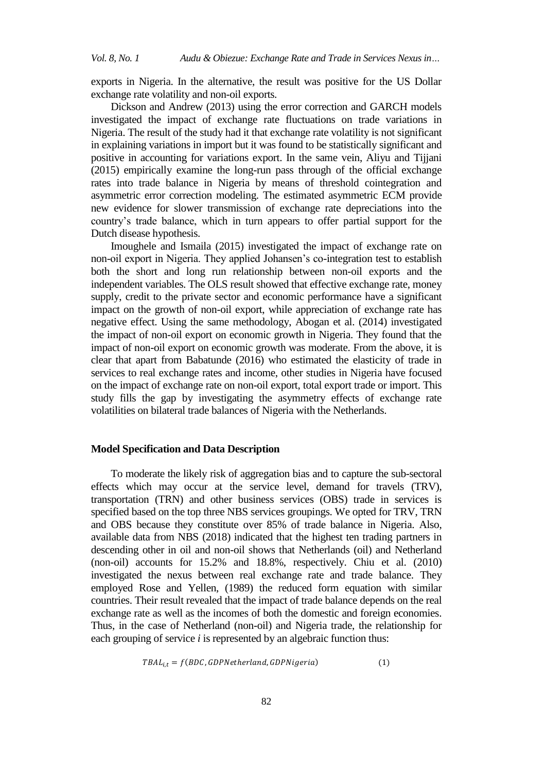exports in Nigeria. In the alternative, the result was positive for the US Dollar exchange rate volatility and non-oil exports.

Dickson and Andrew (2013) using the error correction and GARCH models investigated the impact of exchange rate fluctuations on trade variations in Nigeria. The result of the study had it that exchange rate volatility is not significant in explaining variations in import but it was found to be statistically significant and positive in accounting for variations export. In the same vein, Aliyu and Tijjani (2015) empirically examine the long-run pass through of the official exchange rates into trade balance in Nigeria by means of threshold cointegration and asymmetric error correction modeling. The estimated asymmetric ECM provide new evidence for slower transmission of exchange rate depreciations into the country's trade balance, which in turn appears to offer partial support for the Dutch disease hypothesis.

Imoughele and Ismaila (2015) investigated the impact of exchange rate on non-oil export in Nigeria. They applied Johansen's co-integration test to establish both the short and long run relationship between non-oil exports and the independent variables. The OLS result showed that effective exchange rate, money supply, credit to the private sector and economic performance have a significant impact on the growth of non-oil export, while appreciation of exchange rate has negative effect. Using the same methodology, Abogan et al. (2014) investigated the impact of non-oil export on economic growth in Nigeria. They found that the impact of non-oil export on economic growth was moderate. From the above, it is clear that apart from Babatunde (2016) who estimated the elasticity of trade in services to real exchange rates and income, other studies in Nigeria have focused on the impact of exchange rate on non-oil export, total export trade or import. This study fills the gap by investigating the asymmetry effects of exchange rate volatilities on bilateral trade balances of Nigeria with the Netherlands.

## Model Specification and Data Description

To moderate the likely risk of aggregation bias and to capture the sub-sectoral effects which may occur at the service level, demand for travels (TRV), transportation (TRN) and other business services (OBS) trade in services is specified based on the top three NBS services groupings. We opted for TRV, TRN and OBS because they constitute over 85% of trade balance in Nigeria. Also, available data from NBS (2018) indicated that the highest ten trading partners in descending other in oil and non-oil shows that Netherlands (oil) and Netherland (non-oil) accounts for 15.2% and 18.8%, respectively. Chiu et al. (2010) investigated the nexus between real exchange rate and trade balance. They employed Rose and Yellen, (1989) the reduced form equation with similar countries. Their result revealed that the impact of trade balance depends on the real exchange rate as well as the incomes of both the domestic and foreign economies. Thus, in the case of Netherland (non-oil) and Nigeria trade, the relationship for each grouping of service *i* is represented by an algebraic function thus:

$$TBAL_{i,t} = f(BDC, GDPNetherland, GDPNigeria) \qquad (1)$$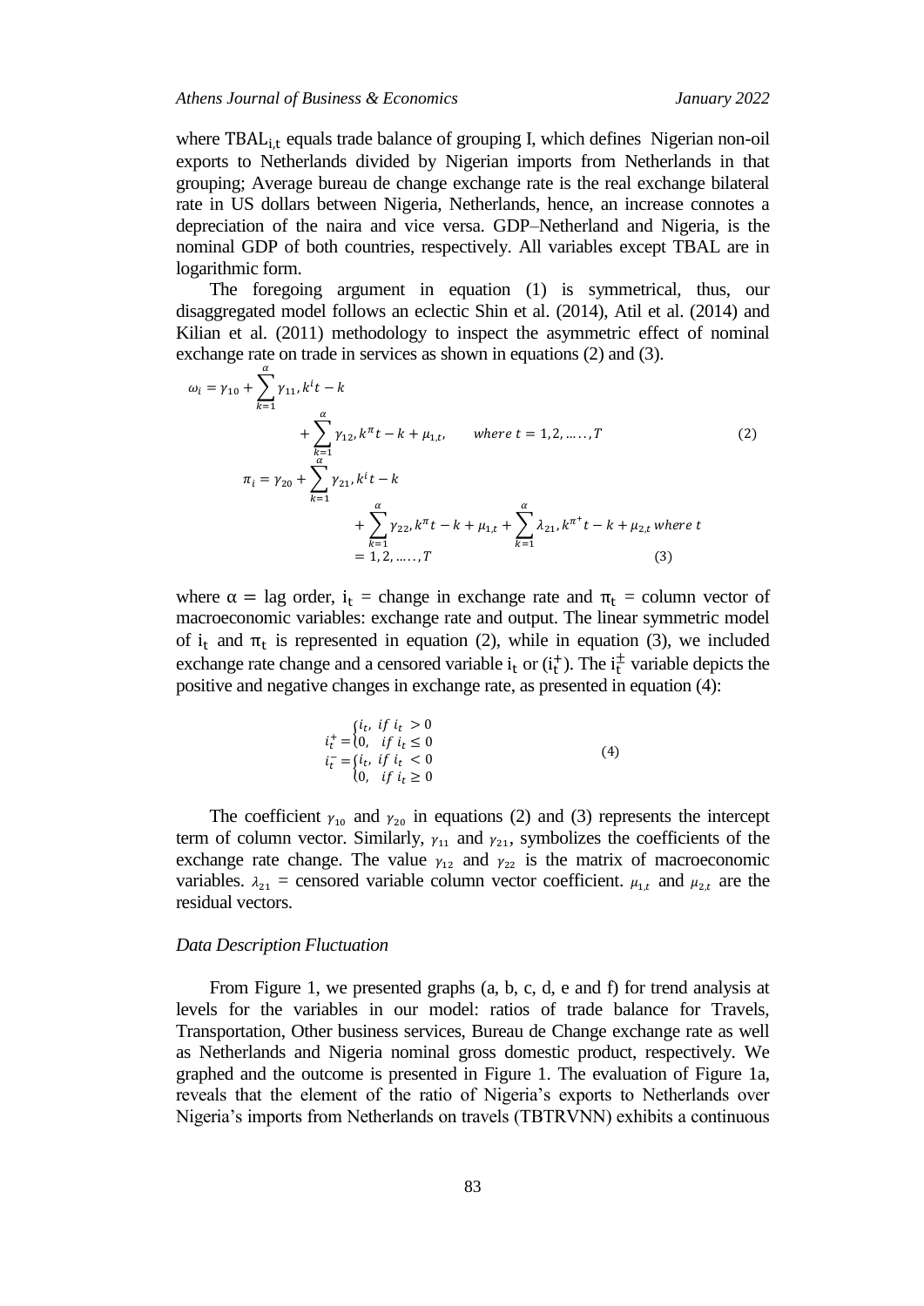where $TBAL_{i,t}$ equals trade balance of grouping I, which defines Nigerian non-oil exports to Netherlands divided by Nigerian imports from Netherlands in that grouping; Average bureau de change exchange rate is the real exchange bilateral rate in US dollars between Nigeria, Netherlands, hence, an increase connotes a depreciation of the naira and vice versa. GDP–Netherland and Nigeria, is the nominal GDP of both countries, respectively. All variables except TBAL are in logarithmic form.

The foregoing argument in equation (1) is symmetrical, thus, our disaggregated model follows an eclectic Shin et al. (2014), Atil et al. (2014) and Kilian et al. (2011) methodology to inspect the asymmetric effect of nominal exchange rate on trade in services as shown in equations (2) and (3).

$$\omega_i = \gamma_{10} + \sum_{k=1}^{\alpha} \gamma_{11}, k^i t - k + \sum_{k=1}^{\alpha} \gamma_{12}, k^{\pi} t - k + \mu_{1,t}, \qquad where\ t = 1, 2, \ldots\ldots, T \tag{2}$$

$$\pi_i = \gamma_{20} + \sum_{k=1}^{\alpha} \gamma_{21}, k^i t - k + \sum_{k=1}^{\alpha} \gamma_{22}, k^{\pi} t - k + \mu_{1,t} + \sum_{k=1}^{\alpha} \lambda_{21}, k^{\pi^+} t - k + \mu_{2,t}\ where\ t = 1, 2, \ldots\ldots, T \tag{3}$$

where $\alpha$ = lag order, $i_t$ = change in exchange rate and $\pi_t$ = column vector of macroeconomic variables: exchange rate and output. The linear symmetric model of $i_t$ and $\pi_t$ is represented in equation (2), while in equation (3), we included exchange rate change and a censored variable $i_t$ or ($i_t^+$). The $i_t^{\pm}$ variable depicts the positive and negative changes in exchange rate, as presented in equation (4):

$$i_t^+ = \begin{cases} i_t, & if\ i_t > 0 \\ 0, & if\ i_t \leq 0 \end{cases} \qquad i_t^- = \begin{cases} i_t, & if\ i_t < 0 \\ 0, & if\ i_t \geq 0 \end{cases} \tag{4}$$

The coefficient $\gamma_{10}$ and $\gamma_{20}$ in equations (2) and (3) represents the intercept term of column vector. Similarly, $\gamma_{11}$ and $\gamma_{21}$, symbolizes the coefficients of the exchange rate change. The value $\gamma_{12}$ and $\gamma_{22}$ is the matrix of macroeconomic variables. $\lambda_{21}$ = censored variable column vector coefficient. $\mu_{1,t}$ and $\mu_{2,t}$ are the residual vectors.

### *Data Description Fluctuation*

From Figure 1, we presented graphs (a, b, c, d, e and f) for trend analysis at levels for the variables in our model: ratios of trade balance for Travels, Transportation, Other business services, Bureau de Change exchange rate as well as Netherlands and Nigeria nominal gross domestic product, respectively. We graphed and the outcome is presented in Figure 1. The evaluation of Figure 1a, reveals that the element of the ratio of Nigeria's exports to Netherlands over Nigeria's imports from Netherlands on travels (TBTRVNN) exhibits a continuous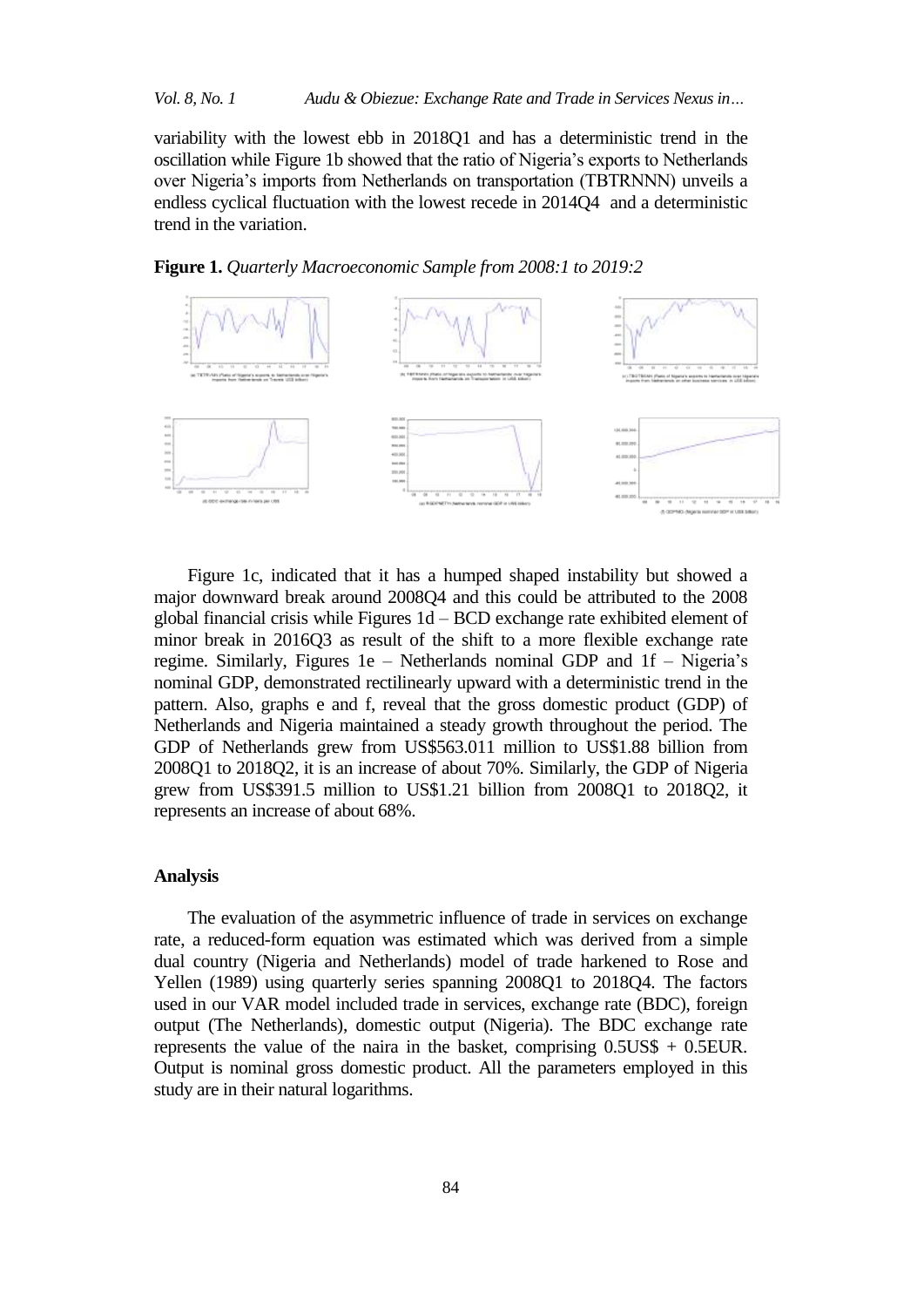variability with the lowest ebb in 2018Q1 and has a deterministic trend in the oscillation while Figure 1b showed that the ratio of Nigeria's exports to Netherlands over Nigeria's imports from Netherlands on transportation (TBTRNNN) unveils a endless cyclical fluctuation with the lowest recede in 2014Q4 and a deterministic trend in the variation.

**Figure 1.** *Quarterly Macroeconomic Sample from 2008:1 to 2019:2*

Figure 1c, indicated that it has a humped shaped instability but showed a major downward break around 2008Q4 and this could be attributed to the 2008 global financial crisis while Figures 1d – BCD exchange rate exhibited element of minor break in 2016Q3 as result of the shift to a more flexible exchange rate regime. Similarly, Figures 1e – Netherlands nominal GDP and 1f – Nigeria's nominal GDP, demonstrated rectilinearly upward with a deterministic trend in the pattern. Also, graphs e and f, reveal that the gross domestic product (GDP) of Netherlands and Nigeria maintained a steady growth throughout the period. The GDP of Netherlands grew from US$563.011 million to US$1.88 billion from 2008Q1 to 2018Q2, it is an increase of about 70%. Similarly, the GDP of Nigeria grew from US$391.5 million to US$1.21 billion from 2008Q1 to 2018Q2, it represents an increase of about 68%.

## Analysis

The evaluation of the asymmetric influence of trade in services on exchange rate, a reduced-form equation was estimated which was derived from a simple dual country (Nigeria and Netherlands) model of trade harkened to Rose and Yellen (1989) using quarterly series spanning 2008Q1 to 2018Q4. The factors used in our VAR model included trade in services, exchange rate (BDC), foreign output (The Netherlands), domestic output (Nigeria). The BDC exchange rate represents the value of the naira in the basket, comprising 0.5US$ + 0.5EUR. Output is nominal gross domestic product. All the parameters employed in this study are in their natural logarithms.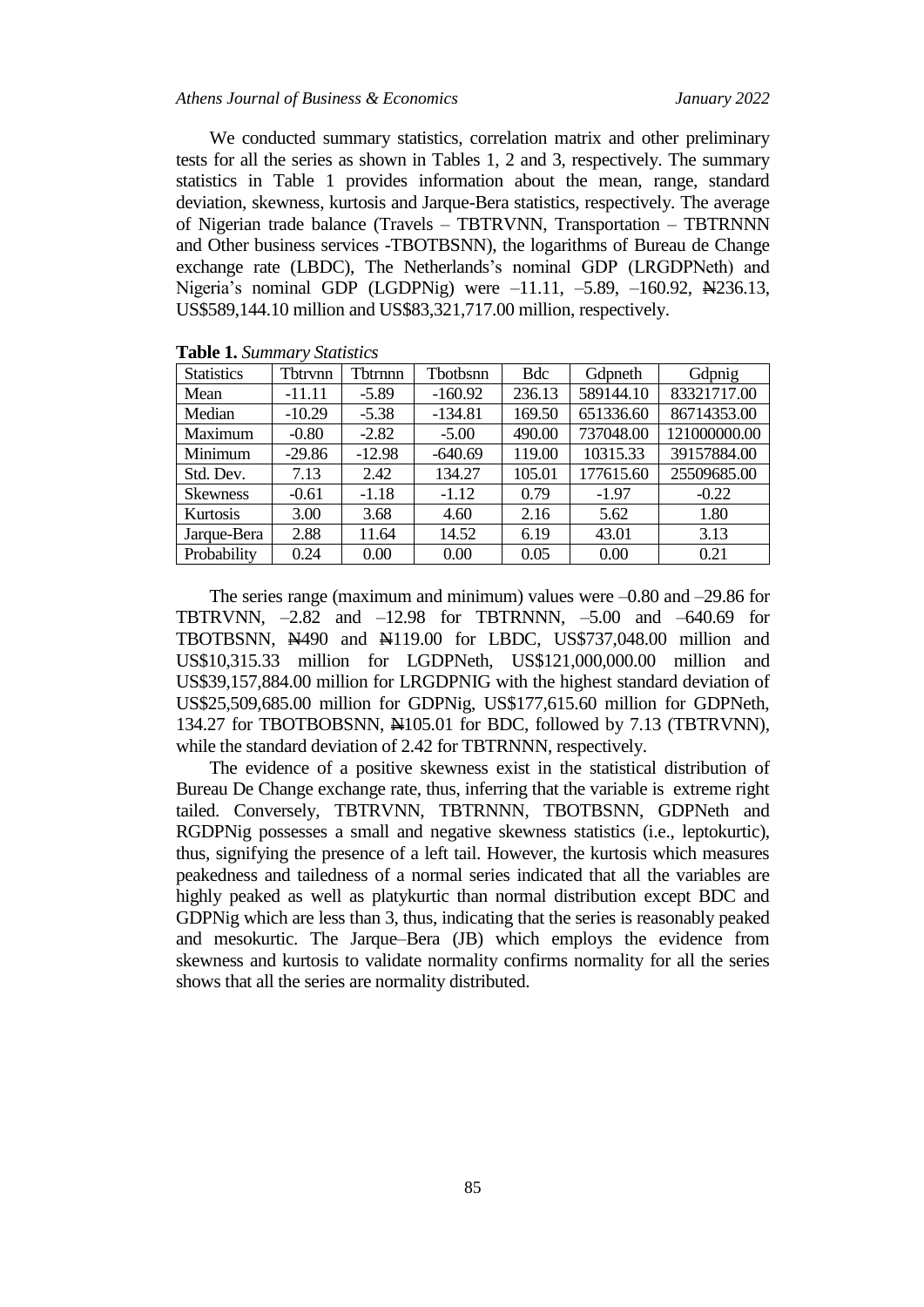We conducted summary statistics, correlation matrix and other preliminary tests for all the series as shown in Tables 1, 2 and 3, respectively. The summary statistics in Table 1 provides information about the mean, range, standard deviation, skewness, kurtosis and Jarque-Bera statistics, respectively. The average of Nigerian trade balance (Travels – TBTRVNN, Transportation – TBTRNNN and Other business services -TBOTBSNN), the logarithms of Bureau de Change exchange rate (LBDC), The Netherlands's nominal GDP (LRGDPNeth) and Nigeria's nominal GDP (LGDPNig) were –11.11, –5.89, –160.92, ₦236.13, US$589,144.10 million and US$83,321,717.00 million, respectively.

**Table 1.** *Summary Statistics*

| Statistics | Tbtrvnn | Tbtrnnn | Tbotbsnn | Bdc | Gdpneth | Gdpnig |
|---|---|---|---|---|---|---|
| Mean | -11.11 | -5.89 | -160.92 | 236.13 | 589144.10 | 83321717.00 |
| Median | -10.29 | -5.38 | -134.81 | 169.50 | 651336.60 | 86714353.00 |
| Maximum | -0.80 | -2.82 | -5.00 | 490.00 | 737048.00 | 121000000.00 |
| Minimum | -29.86 | -12.98 | -640.69 | 119.00 | 10315.33 | 39157884.00 |
| Std. Dev. | 7.13 | 2.42 | 134.27 | 105.01 | 177615.60 | 25509685.00 |
| Skewness | -0.61 | -1.18 | -1.12 | 0.79 | -1.97 | -0.22 |
| Kurtosis | 3.00 | 3.68 | 4.60 | 2.16 | 5.62 | 1.80 |
| Jarque-Bera | 2.88 | 11.64 | 14.52 | 6.19 | 43.01 | 3.13 |
| Probability | 0.24 | 0.00 | 0.00 | 0.05 | 0.00 | 0.21 |

The series range (maximum and minimum) values were –0.80 and –29.86 for TBTRVNN, –2.82 and –12.98 for TBTRNNN, –5.00 and –640.69 for TBOTBSNN, ₦490 and ₦119.00 for LBDC, US$737,048.00 million and US$10,315.33 million for LGDPNeth, US$121,000,000.00 million and US$39,157,884.00 million for LRGDPNIG with the highest standard deviation of US$25,509,685.00 million for GDPNig, US$177,615.60 million for GDPNeth, 134.27 for TBOTBOBSNN, ₦105.01 for BDC, followed by 7.13 (TBTRVNN), while the standard deviation of 2.42 for TBTRNNN, respectively.

The evidence of a positive skewness exist in the statistical distribution of Bureau De Change exchange rate, thus, inferring that the variable is extreme right tailed. Conversely, TBTRVNN, TBTRNNN, TBOTBSNN, GDPNeth and RGDPNig possesses a small and negative skewness statistics (i.e., leptokurtic), thus, signifying the presence of a left tail. However, the kurtosis which measures peakedness and tailedness of a normal series indicated that all the variables are highly peaked as well as platykurtic than normal distribution except BDC and GDPNig which are less than 3, thus, indicating that the series is reasonably peaked and mesokurtic. The Jarque–Bera (JB) which employs the evidence from skewness and kurtosis to validate normality confirms normality for all the series shows that all the series are normality distributed.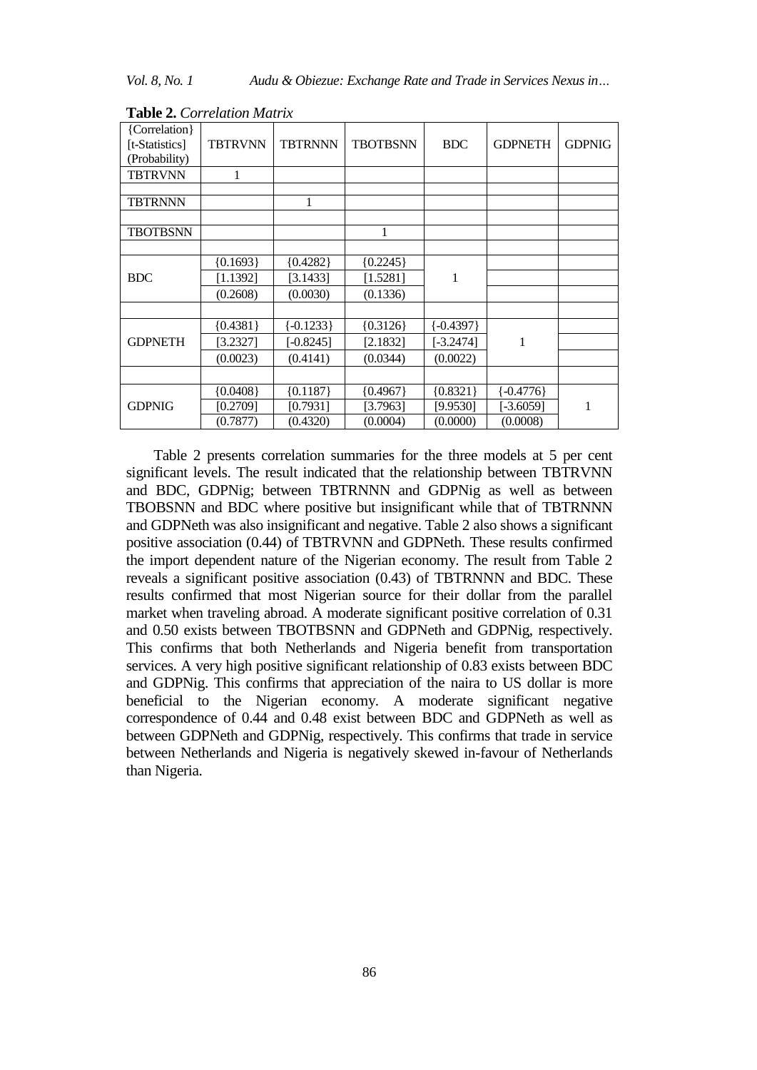**Table 2.** *Correlation Matrix*

| {Correlation} [t-Statistics] (Probability) | TBTRVNN | TBTRNNN | TBOTBSNN | BDC | GDPNETH | GDPNIG |
|---|---|---|---|---|---|---|
| TBTRVNN | 1 | | | | | |
| TBTRNNN | | 1 | | | | |
| TBOTBSNN | | | 1 | | | |
| BDC | {0.1693} | {0.4282} | {0.2245} | 1 | | |
| | [1.1392] | [3.1433] | [1.5281] | | | |
| | (0.2608) | (0.0030) | (0.1336) | | | |
| GDPNETH | {0.4381} | {-0.1233} | {0.3126} | {-0.4397} | 1 | |
| | [3.2327] | [-0.8245] | [2.1832] | [-3.2474] | | |
| | (0.0023) | (0.4141) | (0.0344) | (0.0022) | | |
| GDPNIG | {0.0408} | {0.1187} | {0.4967} | {0.8321} | {-0.4776} | 1 |
| | [0.2709] | [0.7931] | [3.7963] | [9.9530] | [-3.6059] | |
| | (0.7877) | (0.4320) | (0.0004) | (0.0000) | (0.0008) | |

Table 2 presents correlation summaries for the three models at 5 per cent significant levels. The result indicated that the relationship between TBTRVNN and BDC, GDPNig; between TBTRNNN and GDPNig as well as between TBOBSNN and BDC where positive but insignificant while that of TBTRNNN and GDPNeth was also insignificant and negative. Table 2 also shows a significant positive association (0.44) of TBTRVNN and GDPNeth. These results confirmed the import dependent nature of the Nigerian economy. The result from Table 2 reveals a significant positive association (0.43) of TBTRNNN and BDC. These results confirmed that most Nigerian source for their dollar from the parallel market when traveling abroad. A moderate significant positive correlation of 0.31 and 0.50 exists between TBOTBSNN and GDPNeth and GDPNig, respectively. This confirms that both Netherlands and Nigeria benefit from transportation services. A very high positive significant relationship of 0.83 exists between BDC and GDPNig. This confirms that appreciation of the naira to US dollar is more beneficial to the Nigerian economy. A moderate significant negative correspondence of 0.44 and 0.48 exist between BDC and GDPNeth as well as between GDPNeth and GDPNig, respectively. This confirms that trade in service between Netherlands and Nigeria is negatively skewed in-favour of Netherlands than Nigeria.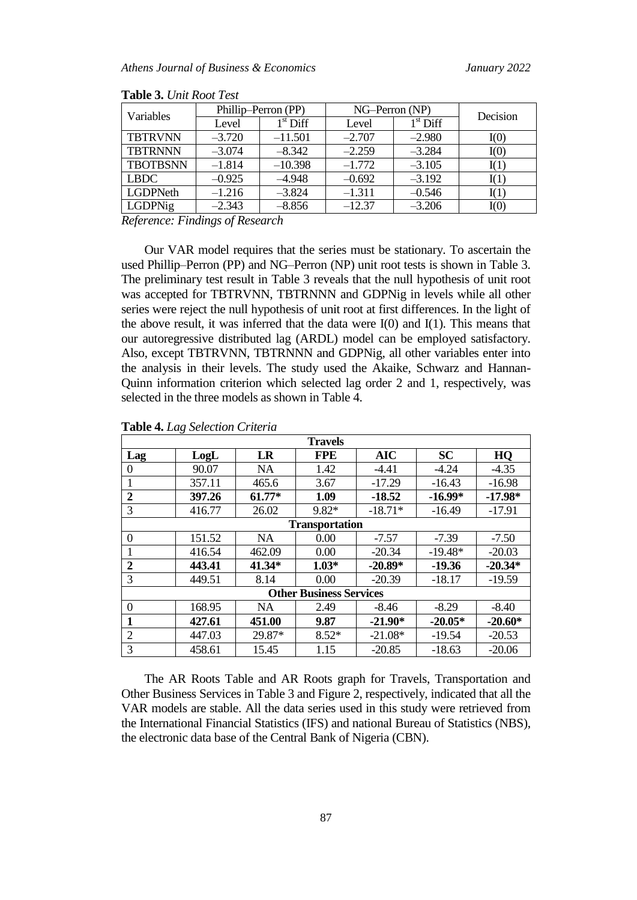**Table 3.** *Unit Root Test*

| Variables | Phillip–Perron (PP) | | NG–Perron (NP) | | Decision |
|---|---|---|---|---|---|
| | Level | 1st Diff | Level | 1st Diff | |
| TBTRVNN | –3.720 | –11.501 | –2.707 | –2.980 | I(0) |
| TBTRNNN | –3.074 | –8.342 | –2.259 | –3.284 | I(0) |
| TBOTBSNN | –1.814 | –10.398 | –1.772 | –3.105 | I(1) |
| LBDC | –0.925 | –4.948 | –0.692 | –3.192 | I(1) |
| LGDPNeth | –1.216 | –3.824 | –1.311 | –0.546 | I(1) |
| LGDPNig | –2.343 | –8.856 | –12.37 | –3.206 | I(0) |

*Reference: Findings of Research*

Our VAR model requires that the series must be stationary. To ascertain the used Phillip–Perron (PP) and NG–Perron (NP) unit root tests is shown in Table 3. The preliminary test result in Table 3 reveals that the null hypothesis of unit root was accepted for TBTRVNN, TBTRNNN and GDPNig in levels while all other series were reject the null hypothesis of unit root at first differences. In the light of the above result, it was inferred that the data were I(0) and I(1). This means that our autoregressive distributed lag (ARDL) model can be employed satisfactory. Also, except TBTRVNN, TBTRNNN and GDPNig, all other variables enter into the analysis in their levels. The study used the Akaike, Schwarz and Hannan-Quinn information criterion which selected lag order 2 and 1, respectively, was selected in the three models as shown in Table 4.

**Table 4.** *Lag Selection Criteria*

| Lag | LogL | LR | FPE | AIC | SC | HQ |
|---|---|---|---|---|---|---|
| **Travels** | | | | | | |
| 0 | 90.07 | NA | 1.42 | -4.41 | -4.24 | -4.35 |
| 1 | 357.11 | 465.6 | 3.67 | -17.29 | -16.43 | -16.98 |
| **2** | **397.26** | **61.77*** | **1.09** | **-18.52** | **-16.99*** | **-17.98*** |
| 3 | 416.77 | 26.02 | 9.82* | -18.71* | -16.49 | -17.91 |
| **Transportation** | | | | | | |
| 0 | 151.52 | NA | 0.00 | -7.57 | -7.39 | -7.50 |
| 1 | 416.54 | 462.09 | 0.00 | -20.34 | -19.48* | -20.03 |
| **2** | **443.41** | **41.34*** | **1.03*** | **-20.89*** | **-19.36** | **-20.34*** |
| 3 | 449.51 | 8.14 | 0.00 | -20.39 | -18.17 | -19.59 |
| **Other Business Services** | | | | | | |
| 0 | 168.95 | NA | 2.49 | -8.46 | -8.29 | -8.40 |
| **1** | **427.61** | **451.00** | **9.87** | **-21.90*** | **-20.05*** | **-20.60*** |
| 2 | 447.03 | 29.87* | 8.52* | -21.08* | -19.54 | -20.53 |
| 3 | 458.61 | 15.45 | 1.15 | -20.85 | -18.63 | -20.06 |

The AR Roots Table and AR Roots graph for Travels, Transportation and Other Business Services in Table 3 and Figure 2, respectively, indicated that all the VAR models are stable. All the data series used in this study were retrieved from the International Financial Statistics (IFS) and national Bureau of Statistics (NBS), the electronic data base of the Central Bank of Nigeria (CBN).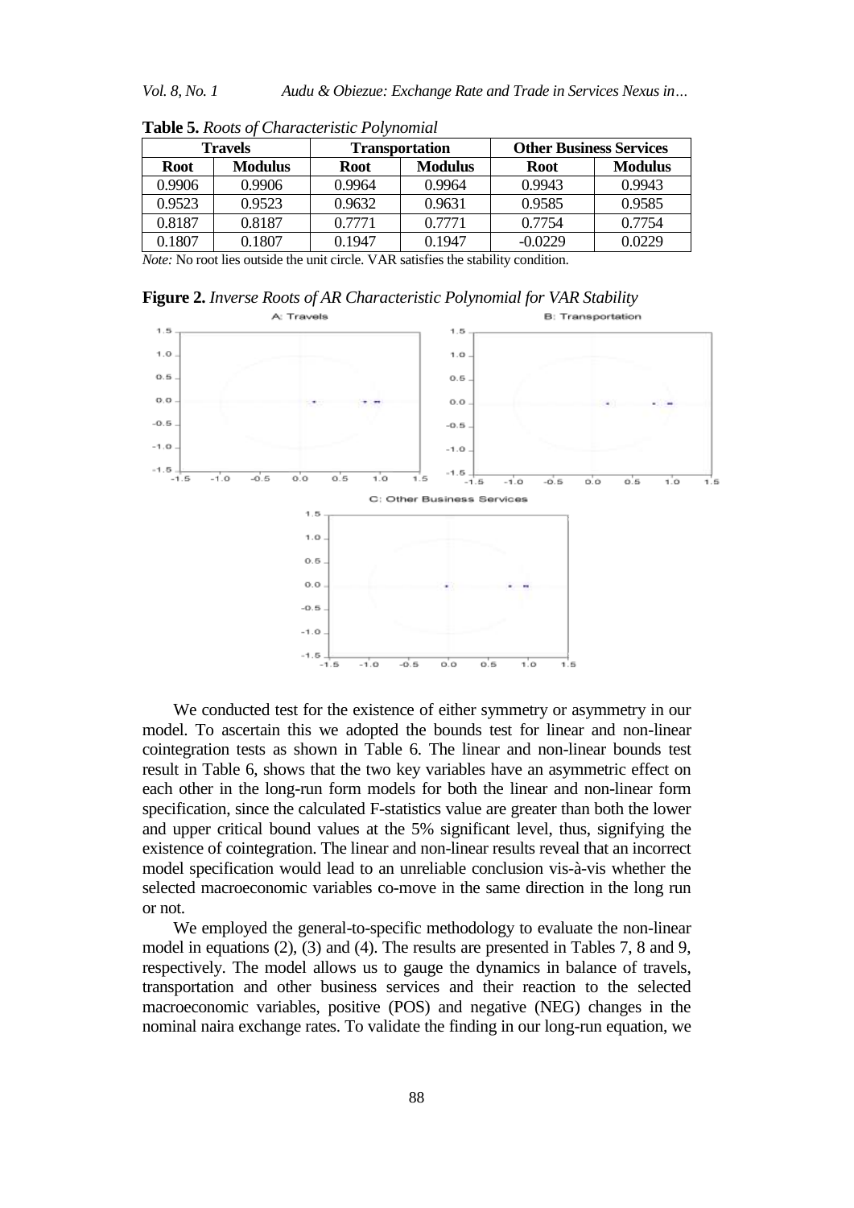**Table 5.** *Roots of Characteristic Polynomial*

| Travels | | Transportation | | Other Business Services | |
|---|---|---|---|---|---|
| **Root** | **Modulus** | **Root** | **Modulus** | **Root** | **Modulus** |
| 0.9906 | 0.9906 | 0.9964 | 0.9964 | 0.9943 | 0.9943 |
| 0.9523 | 0.9523 | 0.9632 | 0.9631 | 0.9585 | 0.9585 |
| 0.8187 | 0.8187 | 0.7771 | 0.7771 | 0.7754 | 0.7754 |
| 0.1807 | 0.1807 | 0.1947 | 0.1947 | -0.0229 | 0.0229 |

*Note:* No root lies outside the unit circle. VAR satisfies the stability condition.

**Figure 2.** *Inverse Roots of AR Characteristic Polynomial for VAR Stability*

We conducted test for the existence of either symmetry or asymmetry in our model. To ascertain this we adopted the bounds test for linear and non-linear cointegration tests as shown in Table 6. The linear and non-linear bounds test result in Table 6, shows that the two key variables have an asymmetric effect on each other in the long-run form models for both the linear and non-linear form specification, since the calculated F-statistics value are greater than both the lower and upper critical bound values at the 5% significant level, thus, signifying the existence of cointegration. The linear and non-linear results reveal that an incorrect model specification would lead to an unreliable conclusion vis-à-vis whether the selected macroeconomic variables co-move in the same direction in the long run or not.

We employed the general-to-specific methodology to evaluate the non-linear model in equations (2), (3) and (4). The results are presented in Tables 7, 8 and 9, respectively. The model allows us to gauge the dynamics in balance of travels, transportation and other business services and their reaction to the selected macroeconomic variables, positive (POS) and negative (NEG) changes in the nominal naira exchange rates. To validate the finding in our long-run equation, we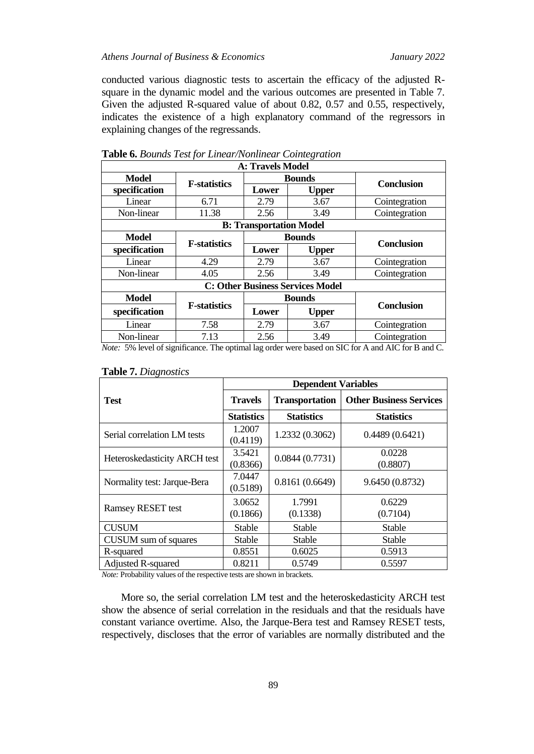conducted various diagnostic tests to ascertain the efficacy of the adjusted R-square in the dynamic model and the various outcomes are presented in Table 7. Given the adjusted R-squared value of about 0.82, 0.57 and 0.55, respectively, indicates the existence of a high explanatory command of the regressors in explaining changes of the regressands.

**Table 6.** *Bounds Test for Linear/Nonlinear Cointegration*

| **A: Travels Model** | | | | |
|---|---|---|---|---|
| **Model specification** | **F-statistics** | **Bounds** | | **Conclusion** |
| | | **Lower** | **Upper** | |
| Linear | 6.71 | 2.79 | 3.67 | Cointegration |
| Non-linear | 11.38 | 2.56 | 3.49 | Cointegration |
| **B: Transportation Model** | | | | |
| **Model specification** | **F-statistics** | **Bounds** | | **Conclusion** |
| | | **Lower** | **Upper** | |
| Linear | 4.29 | 2.79 | 3.67 | Cointegration |
| Non-linear | 4.05 | 2.56 | 3.49 | Cointegration |
| **C: Other Business Services Model** | | | | |
| **Model specification** | **F-statistics** | **Bounds** | | **Conclusion** |
| | | **Lower** | **Upper** | |
| Linear | 7.58 | 2.79 | 3.67 | Cointegration |
| Non-linear | 7.13 | 2.56 | 3.49 | Cointegration |

*Note:* 5% level of significance. The optimal lag order were based on SIC for A and AIC for B and C.

**Table 7.** *Diagnostics*

| **Test** | **Dependent Variables** | | |
|---|---|---|---|
| | **Travels** | **Transportation** | **Other Business Services** |
| | **Statistics** | **Statistics** | **Statistics** |
| Serial correlation LM tests | 1.2007 (0.4119) | 1.2332 (0.3062) | 0.4489 (0.6421) |
| Heteroskedasticity ARCH test | 3.5421 (0.8366) | 0.0844 (0.7731) | 0.0228 (0.8807) |
| Normality test: Jarque-Bera | 7.0447 (0.5189) | 0.8161 (0.6649) | 9.6450 (0.8732) |
| Ramsey RESET test | 3.0652 (0.1866) | 1.7991 (0.1338) | 0.6229 (0.7104) |
| CUSUM | Stable | Stable | Stable |
| CUSUM sum of squares | Stable | Stable | Stable |
| R-squared | 0.8551 | 0.6025 | 0.5913 |
| Adjusted R-squared | 0.8211 | 0.5749 | 0.5597 |

*Note:* Probability values of the respective tests are shown in brackets.

More so, the serial correlation LM test and the heteroskedasticity ARCH test show the absence of serial correlation in the residuals and that the residuals have constant variance overtime. Also, the Jarque-Bera test and Ramsey RESET tests, respectively, discloses that the error of variables are normally distributed and the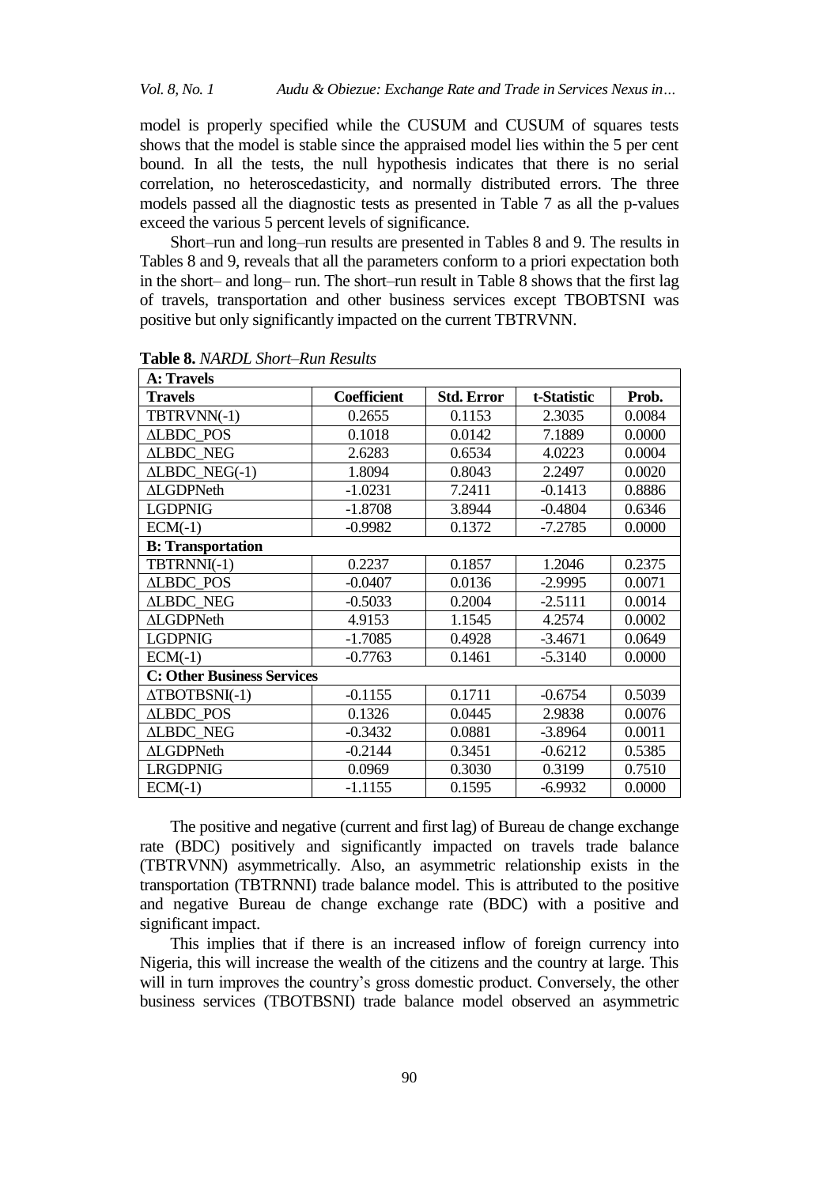model is properly specified while the CUSUM and CUSUM of squares tests shows that the model is stable since the appraised model lies within the 5 per cent bound. In all the tests, the null hypothesis indicates that there is no serial correlation, no heteroscedasticity, and normally distributed errors. The three models passed all the diagnostic tests as presented in Table 7 as all the p-values exceed the various 5 percent levels of significance.

Short–run and long–run results are presented in Tables 8 and 9. The results in Tables 8 and 9, reveals that all the parameters conform to a priori expectation both in the short– and long– run. The short–run result in Table 8 shows that the first lag of travels, transportation and other business services except TBOBTSNI was positive but only significantly impacted on the current TBTRVNN.

**Table 8.** *NARDL Short–Run Results*

| **A: Travels** | | | | |
|---|---|---|---|---|
| **Travels** | **Coefficient** | **Std. Error** | **t-Statistic** | **Prob.** |
| TBTRVNN(-1) | 0.2655 | 0.1153 | 2.3035 | 0.0084 |
| ΔLBDC_POS | 0.1018 | 0.0142 | 7.1889 | 0.0000 |
| ΔLBDC_NEG | 2.6283 | 0.6534 | 4.0223 | 0.0004 |
| ΔLBDC_NEG(-1) | 1.8094 | 0.8043 | 2.2497 | 0.0020 |
| ΔLGDPNeth | -1.0231 | 7.2411 | -0.1413 | 0.8886 |
| LGDPNIG | -1.8708 | 3.8944 | -0.4804 | 0.6346 |
| ECM(-1) | -0.9982 | 0.1372 | -7.2785 | 0.0000 |
| **B: Transportation** | | | | |
| TBTRNNI(-1) | 0.2237 | 0.1857 | 1.2046 | 0.2375 |
| ΔLBDC_POS | -0.0407 | 0.0136 | -2.9995 | 0.0071 |
| ΔLBDC_NEG | -0.5033 | 0.2004 | -2.5111 | 0.0014 |
| ΔLGDPNeth | 4.9153 | 1.1545 | 4.2574 | 0.0002 |
| LGDPNIG | -1.7085 | 0.4928 | -3.4671 | 0.0649 |
| ECM(-1) | -0.7763 | 0.1461 | -5.3140 | 0.0000 |
| **C: Other Business Services** | | | | |
| ΔTBOTBSNI(-1) | -0.1155 | 0.1711 | -0.6754 | 0.5039 |
| ΔLBDC_POS | 0.1326 | 0.0445 | 2.9838 | 0.0076 |
| ΔLBDC_NEG | -0.3432 | 0.0881 | -3.8964 | 0.0011 |
| ΔLGDPNeth | -0.2144 | 0.3451 | -0.6212 | 0.5385 |
| LRGDPNIG | 0.0969 | 0.3030 | 0.3199 | 0.7510 |
| ECM(-1) | -1.1155 | 0.1595 | -6.9932 | 0.0000 |

The positive and negative (current and first lag) of Bureau de change exchange rate (BDC) positively and significantly impacted on travels trade balance (TBTRVNN) asymmetrically. Also, an asymmetric relationship exists in the transportation (TBTRNNI) trade balance model. This is attributed to the positive and negative Bureau de change exchange rate (BDC) with a positive and significant impact.

This implies that if there is an increased inflow of foreign currency into Nigeria, this will increase the wealth of the citizens and the country at large. This will in turn improves the country's gross domestic product. Conversely, the other business services (TBOTBSNI) trade balance model observed an asymmetric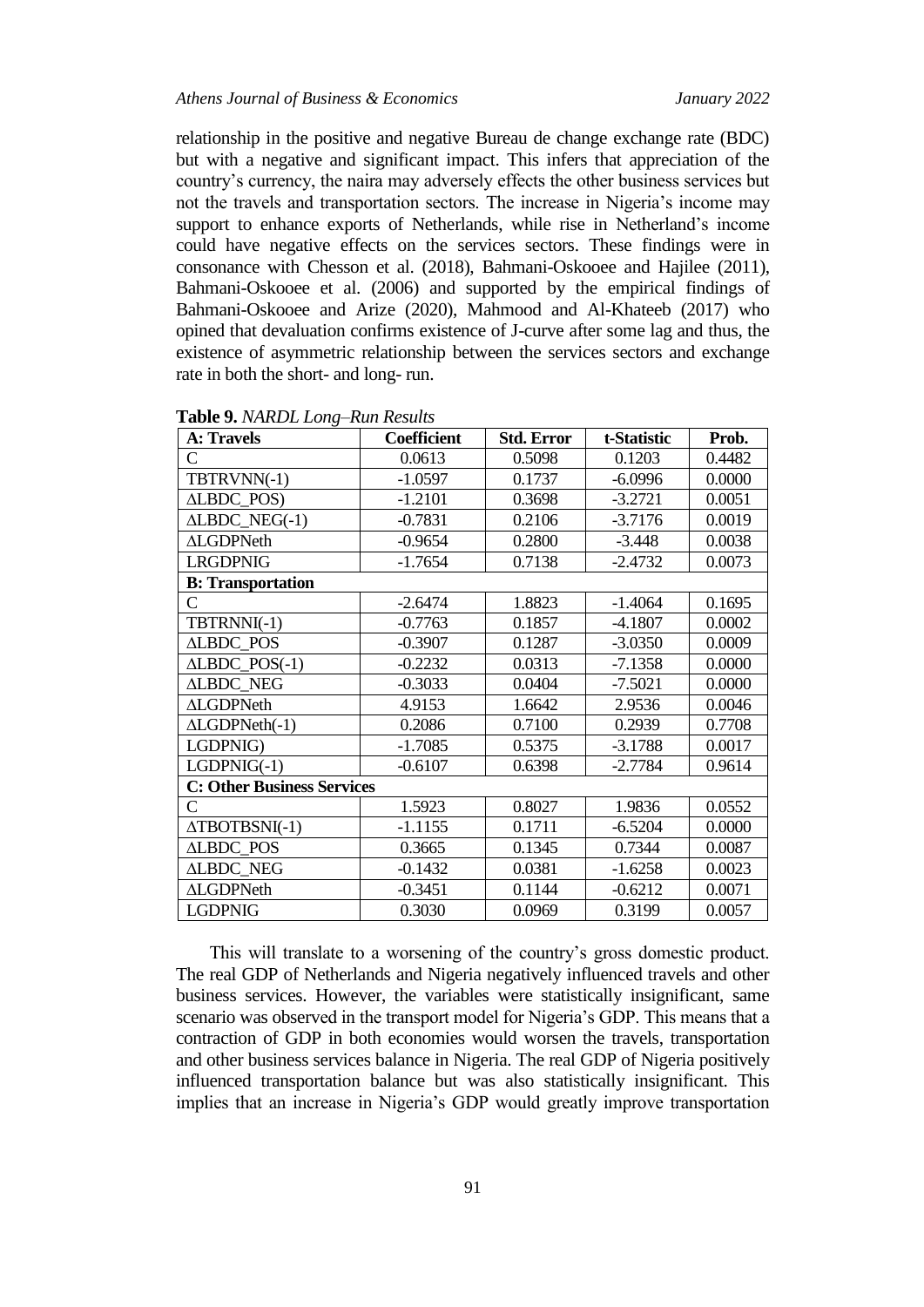relationship in the positive and negative Bureau de change exchange rate (BDC) but with a negative and significant impact. This infers that appreciation of the country's currency, the naira may adversely effects the other business services but not the travels and transportation sectors. The increase in Nigeria's income may support to enhance exports of Netherlands, while rise in Netherland's income could have negative effects on the services sectors. These findings were in consonance with Chesson et al. (2018), Bahmani-Oskooee and Hajilee (2011), Bahmani-Oskooee et al. (2006) and supported by the empirical findings of Bahmani-Oskooee and Arize (2020), Mahmood and Al-Khateeb (2017) who opined that devaluation confirms existence of J-curve after some lag and thus, the existence of asymmetric relationship between the services sectors and exchange rate in both the short- and long- run.

**Table 9.** *NARDL Long–Run Results*

| A: Travels | Coefficient | Std. Error | t-Statistic | Prob. |
|---|---|---|---|---|
| C | 0.0613 | 0.5098 | 0.1203 | 0.4482 |
| TBTRVNN(-1) | -1.0597 | 0.1737 | -6.0996 | 0.0000 |
| ΔLBDC_POS) | -1.2101 | 0.3698 | -3.2721 | 0.0051 |
| ΔLBDC_NEG(-1) | -0.7831 | 0.2106 | -3.7176 | 0.0019 |
| ΔLGDPNeth | -0.9654 | 0.2800 | -3.448 | 0.0038 |
| LRGDPNIG | -1.7654 | 0.7138 | -2.4732 | 0.0073 |
| **B: Transportation** | | | | |
| C | -2.6474 | 1.8823 | -1.4064 | 0.1695 |
| TBTRNNI(-1) | -0.7763 | 0.1857 | -4.1807 | 0.0002 |
| ΔLBDC_POS | -0.3907 | 0.1287 | -3.0350 | 0.0009 |
| ΔLBDC_POS(-1) | -0.2232 | 0.0313 | -7.1358 | 0.0000 |
| ΔLBDC_NEG | -0.3033 | 0.0404 | -7.5021 | 0.0000 |
| ΔLGDPNeth | 4.9153 | 1.6642 | 2.9536 | 0.0046 |
| ΔLGDPNeth(-1) | 0.2086 | 0.7100 | 0.2939 | 0.7708 |
| LGDPNIG) | -1.7085 | 0.5375 | -3.1788 | 0.0017 |
| LGDPNIG(-1) | -0.6107 | 0.6398 | -2.7784 | 0.9614 |
| **C: Other Business Services** | | | | |
| C | 1.5923 | 0.8027 | 1.9836 | 0.0552 |
| ΔTBOTBSNI(-1) | -1.1155 | 0.1711 | -6.5204 | 0.0000 |
| ΔLBDC_POS | 0.3665 | 0.1345 | 0.7344 | 0.0087 |
| ΔLBDC_NEG | -0.1432 | 0.0381 | -1.6258 | 0.0023 |
| ΔLGDPNeth | -0.3451 | 0.1144 | -0.6212 | 0.0071 |
| LGDPNIG | 0.3030 | 0.0969 | 0.3199 | 0.0057 |

This will translate to a worsening of the country's gross domestic product. The real GDP of Netherlands and Nigeria negatively influenced travels and other business services. However, the variables were statistically insignificant, same scenario was observed in the transport model for Nigeria's GDP. This means that a contraction of GDP in both economies would worsen the travels, transportation and other business services balance in Nigeria. The real GDP of Nigeria positively influenced transportation balance but was also statistically insignificant. This implies that an increase in Nigeria's GDP would greatly improve transportation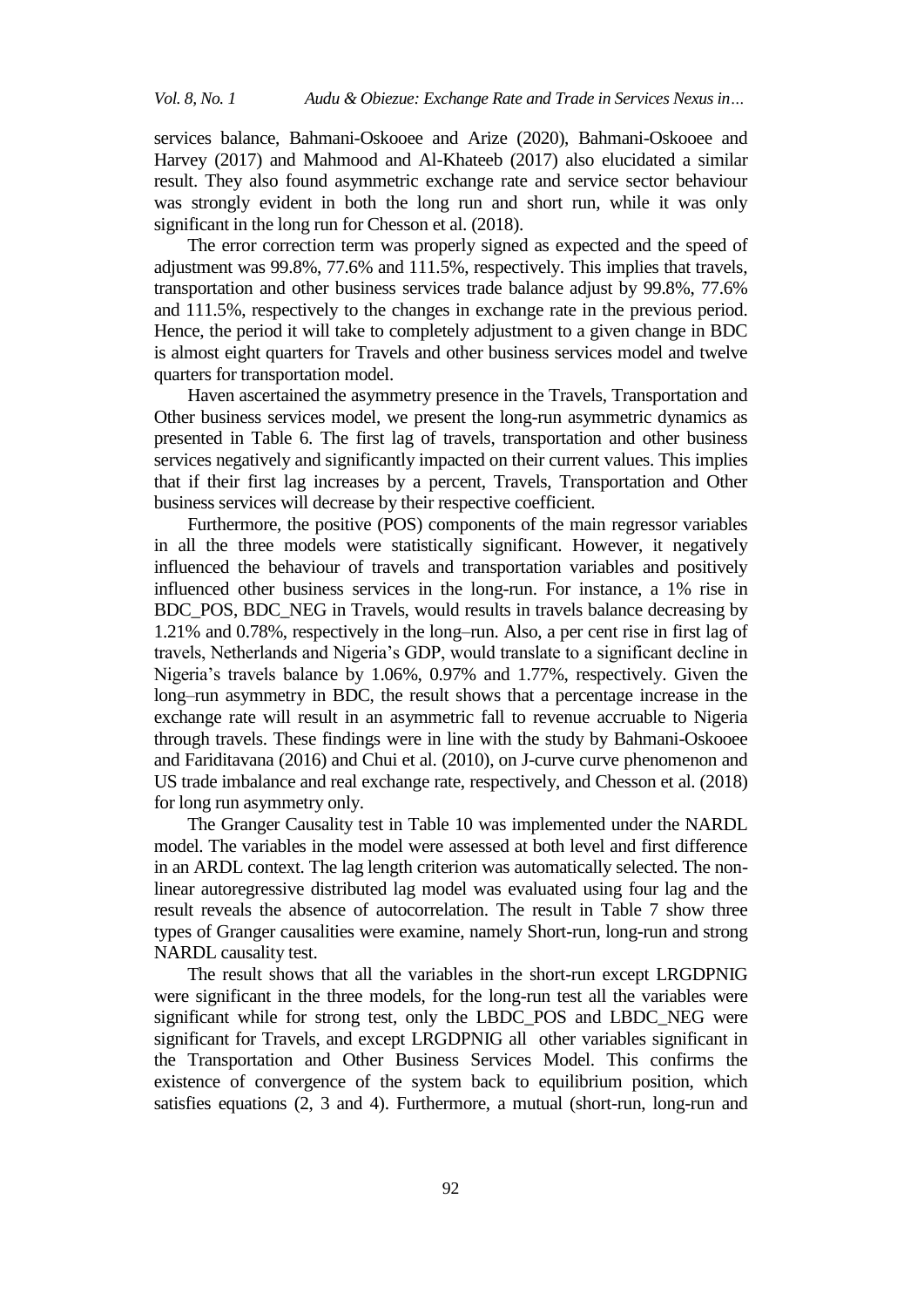services balance, Bahmani-Oskooee and Arize (2020), Bahmani-Oskooee and Harvey (2017) and Mahmood and Al-Khateeb (2017) also elucidated a similar result. They also found asymmetric exchange rate and service sector behaviour was strongly evident in both the long run and short run, while it was only significant in the long run for Chesson et al. (2018).

The error correction term was properly signed as expected and the speed of adjustment was 99.8%, 77.6% and 111.5%, respectively. This implies that travels, transportation and other business services trade balance adjust by 99.8%, 77.6% and 111.5%, respectively to the changes in exchange rate in the previous period. Hence, the period it will take to completely adjustment to a given change in BDC is almost eight quarters for Travels and other business services model and twelve quarters for transportation model.

Haven ascertained the asymmetry presence in the Travels, Transportation and Other business services model, we present the long-run asymmetric dynamics as presented in Table 6. The first lag of travels, transportation and other business services negatively and significantly impacted on their current values. This implies that if their first lag increases by a percent, Travels, Transportation and Other business services will decrease by their respective coefficient.

Furthermore, the positive (POS) components of the main regressor variables in all the three models were statistically significant. However, it negatively influenced the behaviour of travels and transportation variables and positively influenced other business services in the long-run. For instance, a 1% rise in BDC_POS, BDC_NEG in Travels, would results in travels balance decreasing by 1.21% and 0.78%, respectively in the long–run. Also, a per cent rise in first lag of travels, Netherlands and Nigeria's GDP, would translate to a significant decline in Nigeria's travels balance by 1.06%, 0.97% and 1.77%, respectively. Given the long–run asymmetry in BDC, the result shows that a percentage increase in the exchange rate will result in an asymmetric fall to revenue accruable to Nigeria through travels. These findings were in line with the study by Bahmani-Oskooee and Fariditavana (2016) and Chui et al. (2010), on J-curve curve phenomenon and US trade imbalance and real exchange rate, respectively, and Chesson et al. (2018) for long run asymmetry only.

The Granger Causality test in Table 10 was implemented under the NARDL model. The variables in the model were assessed at both level and first difference in an ARDL context. The lag length criterion was automatically selected. The non-linear autoregressive distributed lag model was evaluated using four lag and the result reveals the absence of autocorrelation. The result in Table 7 show three types of Granger causalities were examine, namely Short-run, long-run and strong NARDL causality test.

The result shows that all the variables in the short-run except LRGDPNIG were significant in the three models, for the long-run test all the variables were significant while for strong test, only the LBDC_POS and LBDC_NEG were significant for Travels, and except LRGDPNIG all other variables significant in the Transportation and Other Business Services Model. This confirms the existence of convergence of the system back to equilibrium position, which satisfies equations (2, 3 and 4). Furthermore, a mutual (short-run, long-run and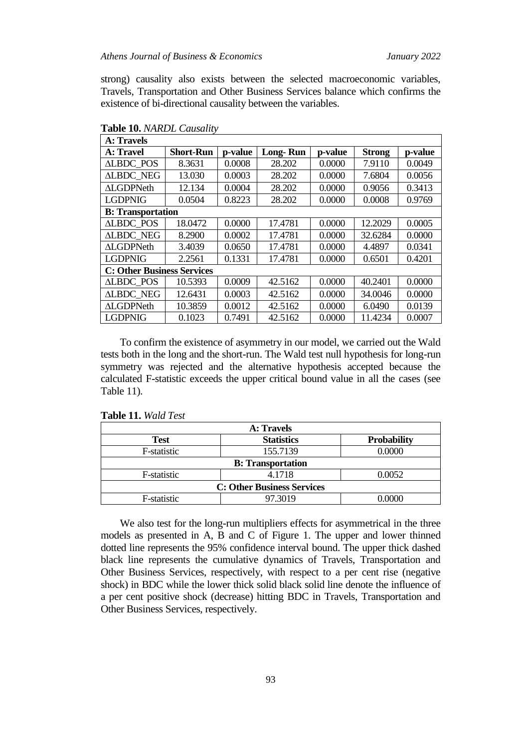strong) causality also exists between the selected macroeconomic variables, Travels, Transportation and Other Business Services balance which confirms the existence of bi-directional causality between the variables.

**Table 10.** *NARDL Causality*

| **A: Travels** | | | | | | |
|---|---|---|---|---|---|---|
| **A: Travel** | **Short-Run** | **p-value** | **Long- Run** | **p-value** | **Strong** | **p-value** |
| ΔLBDC_POS | 8.3631 | 0.0008 | 28.202 | 0.0000 | 7.9110 | 0.0049 |
| ΔLBDC_NEG | 13.030 | 0.0003 | 28.202 | 0.0000 | 7.6804 | 0.0056 |
| ΔLGDPNeth | 12.134 | 0.0004 | 28.202 | 0.0000 | 0.9056 | 0.3413 |
| LGDPNIG | 0.0504 | 0.8223 | 28.202 | 0.0000 | 0.0008 | 0.9769 |
| **B: Transportation** | | | | | | |
| ΔLBDC_POS | 18.0472 | 0.0000 | 17.4781 | 0.0000 | 12.2029 | 0.0005 |
| ΔLBDC_NEG | 8.2900 | 0.0002 | 17.4781 | 0.0000 | 32.6284 | 0.0000 |
| ΔLGDPNeth | 3.4039 | 0.0650 | 17.4781 | 0.0000 | 4.4897 | 0.0341 |
| LGDPNIG | 2.2561 | 0.1331 | 17.4781 | 0.0000 | 0.6501 | 0.4201 |
| **C: Other Business Services** | | | | | | |
| ΔLBDC_POS | 10.5393 | 0.0009 | 42.5162 | 0.0000 | 40.2401 | 0.0000 |
| ΔLBDC_NEG | 12.6431 | 0.0003 | 42.5162 | 0.0000 | 34.0046 | 0.0000 |
| ΔLGDPNeth | 10.3859 | 0.0012 | 42.5162 | 0.0000 | 6.0490 | 0.0139 |
| LGDPNIG | 0.1023 | 0.7491 | 42.5162 | 0.0000 | 11.4234 | 0.0007 |

To confirm the existence of asymmetry in our model, we carried out the Wald tests both in the long and the short-run. The Wald test null hypothesis for long-run symmetry was rejected and the alternative hypothesis accepted because the calculated F-statistic exceeds the upper critical bound value in all the cases (see Table 11).

**Table 11.** *Wald Test*

| **A: Travels** | | |
|---|---|---|
| **Test** | **Statistics** | **Probability** |
| F-statistic | 155.7139 | 0.0000 |
| **B: Transportation** | | |
| F-statistic | 4.1718 | 0.0052 |
| **C: Other Business Services** | | |
| F-statistic | 97.3019 | 0.0000 |

We also test for the long-run multipliers effects for asymmetrical in the three models as presented in A, B and C of Figure 1. The upper and lower thinned dotted line represents the 95% confidence interval bound. The upper thick dashed black line represents the cumulative dynamics of Travels, Transportation and Other Business Services, respectively, with respect to a per cent rise (negative shock) in BDC while the lower thick solid black solid line denote the influence of a per cent positive shock (decrease) hitting BDC in Travels, Transportation and Other Business Services, respectively.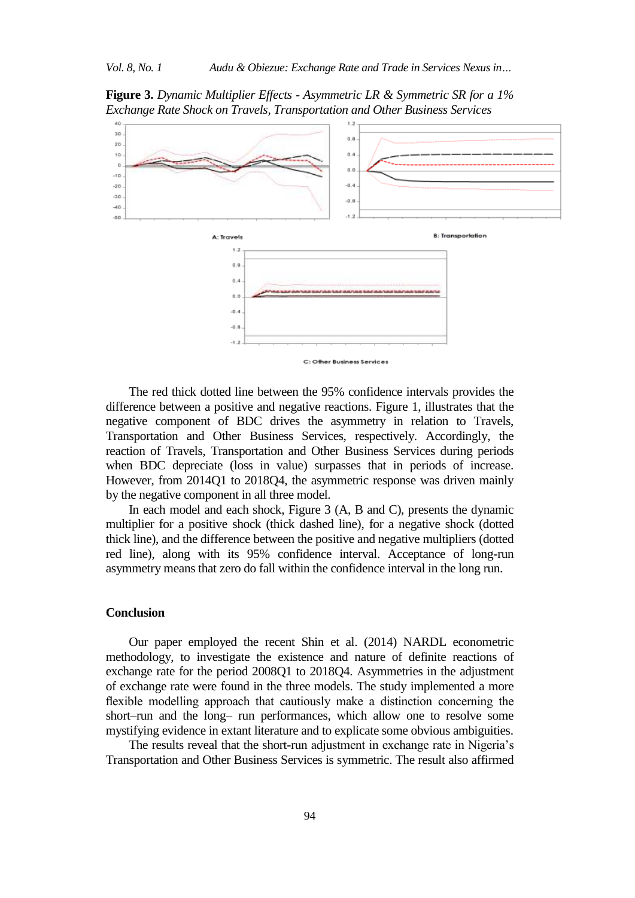**Figure 3.** *Dynamic Multiplier Effects - Asymmetric LR & Symmetric SR for a 1% Exchange Rate Shock on Travels, Transportation and Other Business Services*

A: Travels

B: Transportation

C: Other Business Services

The red thick dotted line between the 95% confidence intervals provides the difference between a positive and negative reactions. Figure 1, illustrates that the negative component of BDC drives the asymmetry in relation to Travels, Transportation and Other Business Services, respectively. Accordingly, the reaction of Travels, Transportation and Other Business Services during periods when BDC depreciate (loss in value) surpasses that in periods of increase. However, from 2014Q1 to 2018Q4, the asymmetric response was driven mainly by the negative component in all three model.

In each model and each shock, Figure 3 (A, B and C), presents the dynamic multiplier for a positive shock (thick dashed line), for a negative shock (dotted thick line), and the difference between the positive and negative multipliers (dotted red line), along with its 95% confidence interval. Acceptance of long-run asymmetry means that zero do fall within the confidence interval in the long run.

## Conclusion

Our paper employed the recent Shin et al. (2014) NARDL econometric methodology, to investigate the existence and nature of definite reactions of exchange rate for the period 2008Q1 to 2018Q4. Asymmetries in the adjustment of exchange rate were found in the three models. The study implemented a more flexible modelling approach that cautiously make a distinction concerning the short–run and the long– run performances, which allow one to resolve some mystifying evidence in extant literature and to explicate some obvious ambiguities.

The results reveal that the short-run adjustment in exchange rate in Nigeria's Transportation and Other Business Services is symmetric. The result also affirmed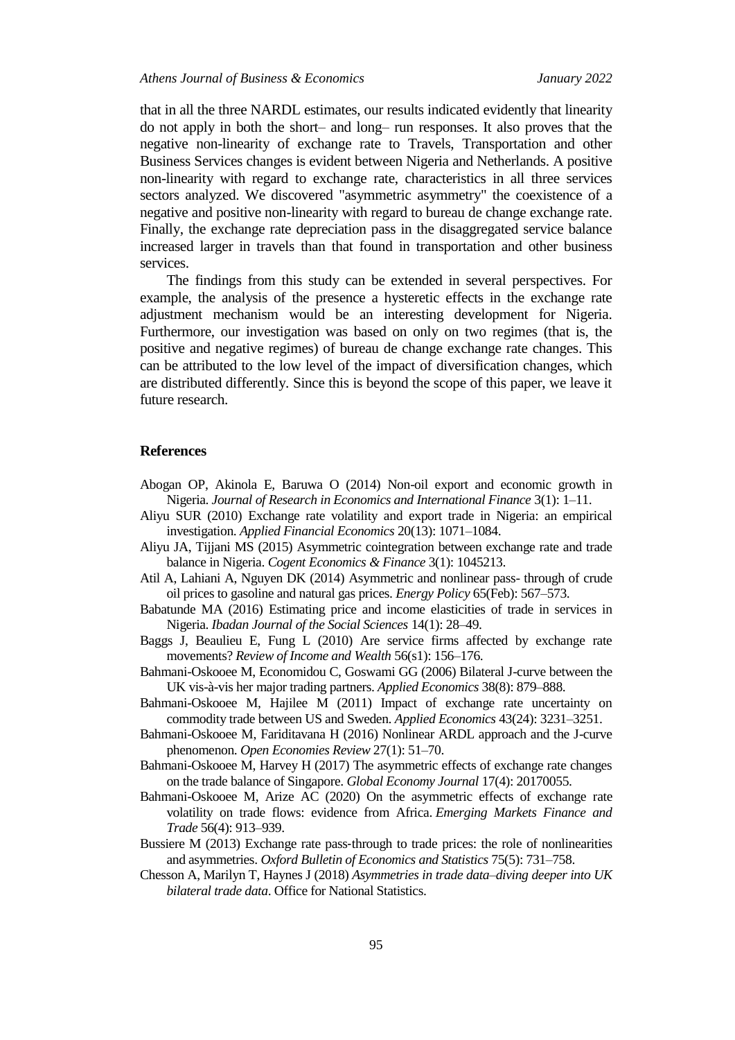that in all the three NARDL estimates, our results indicated evidently that linearity do not apply in both the short– and long– run responses. It also proves that the negative non-linearity of exchange rate to Travels, Transportation and other Business Services changes is evident between Nigeria and Netherlands. A positive non-linearity with regard to exchange rate, characteristics in all three services sectors analyzed. We discovered "asymmetric asymmetry" the coexistence of a negative and positive non-linearity with regard to bureau de change exchange rate. Finally, the exchange rate depreciation pass in the disaggregated service balance increased larger in travels than that found in transportation and other business services.

The findings from this study can be extended in several perspectives. For example, the analysis of the presence a hysteretic effects in the exchange rate adjustment mechanism would be an interesting development for Nigeria. Furthermore, our investigation was based on only on two regimes (that is, the positive and negative regimes) of bureau de change exchange rate changes. This can be attributed to the low level of the impact of diversification changes, which are distributed differently. Since this is beyond the scope of this paper, we leave it future research.

## References

Abogan OP, Akinola E, Baruwa O (2014) Non-oil export and economic growth in Nigeria. *Journal of Research in Economics and International Finance* 3(1): 1–11.

Aliyu SUR (2010) Exchange rate volatility and export trade in Nigeria: an empirical investigation. *Applied Financial Economics* 20(13): 1071–1084.

Aliyu JA, Tijjani MS (2015) Asymmetric cointegration between exchange rate and trade balance in Nigeria. *Cogent Economics & Finance* 3(1): 1045213.

Atil A, Lahiani A, Nguyen DK (2014) Asymmetric and nonlinear pass- through of crude oil prices to gasoline and natural gas prices. *Energy Policy* 65(Feb): 567–573.

Babatunde MA (2016) Estimating price and income elasticities of trade in services in Nigeria. *Ibadan Journal of the Social Sciences* 14(1): 28–49.

Baggs J, Beaulieu E, Fung L (2010) Are service firms affected by exchange rate movements? *Review of Income and Wealth* 56(s1): 156–176.

Bahmani-Oskooee M, Economidou C, Goswami GG (2006) Bilateral J-curve between the UK vis-à-vis her major trading partners. *Applied Economics* 38(8): 879–888.

Bahmani-Oskooee M, Hajilee M (2011) Impact of exchange rate uncertainty on commodity trade between US and Sweden. *Applied Economics* 43(24): 3231–3251.

Bahmani-Oskooee M, Fariditavana H (2016) Nonlinear ARDL approach and the J-curve phenomenon. *Open Economies Review* 27(1): 51–70.

Bahmani-Oskooee M, Harvey H (2017) The asymmetric effects of exchange rate changes on the trade balance of Singapore. *Global Economy Journal* 17(4): 20170055.

Bahmani-Oskooee M, Arize AC (2020) On the asymmetric effects of exchange rate volatility on trade flows: evidence from Africa. *Emerging Markets Finance and Trade* 56(4): 913–939.

Bussiere M (2013) Exchange rate pass-through to trade prices: the role of nonlinearities and asymmetries. *Oxford Bulletin of Economics and Statistics* 75(5): 731–758.

Chesson A, Marilyn T, Haynes J (2018) *Asymmetries in trade data–diving deeper into UK bilateral trade data*. Office for National Statistics.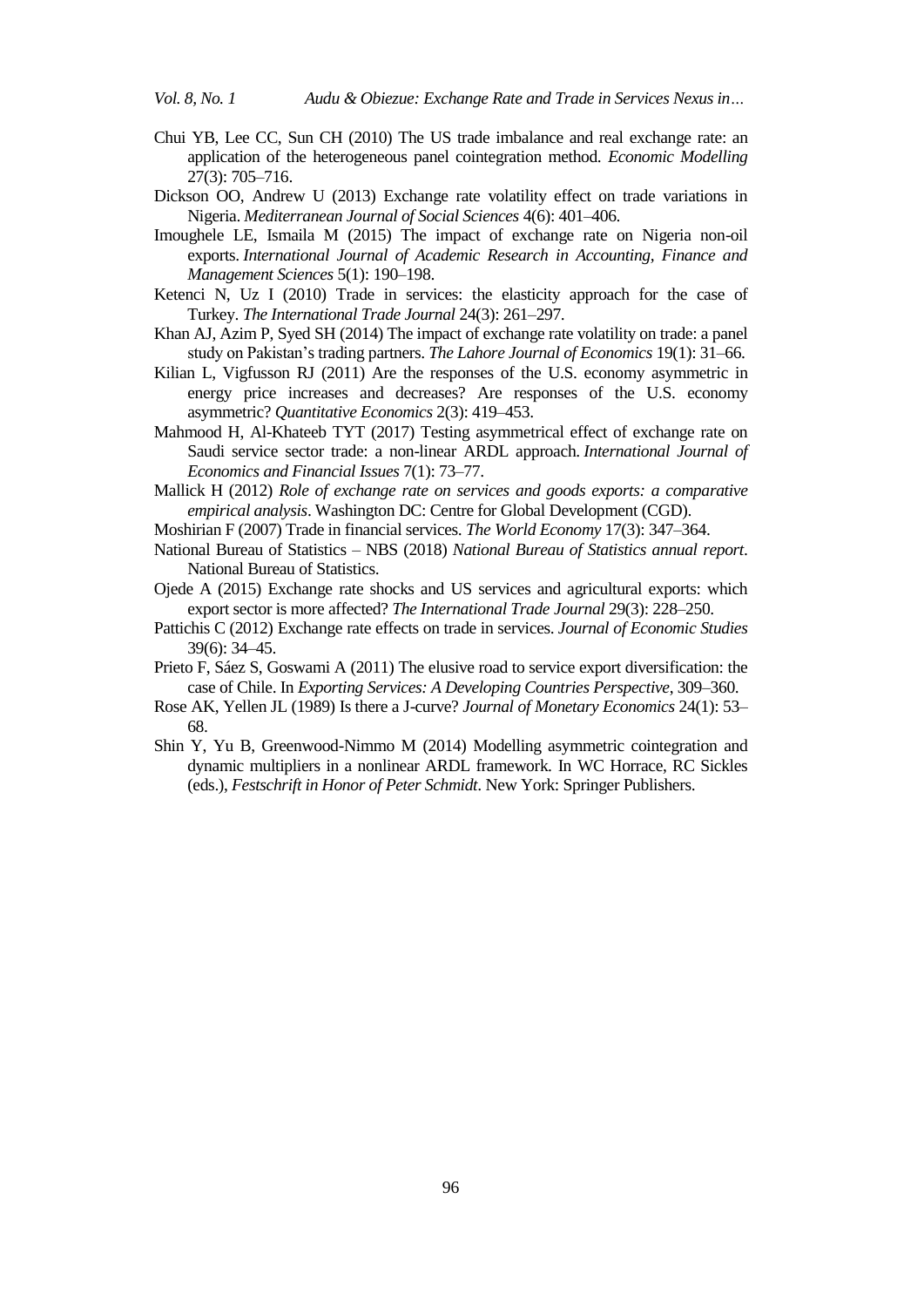Chui YB, Lee CC, Sun CH (2010) The US trade imbalance and real exchange rate: an application of the heterogeneous panel cointegration method. *Economic Modelling* 27(3): 705–716.

Dickson OO, Andrew U (2013) Exchange rate volatility effect on trade variations in Nigeria. *Mediterranean Journal of Social Sciences* 4(6): 401–406.

Imoughele LE, Ismaila M (2015) The impact of exchange rate on Nigeria non-oil exports. *International Journal of Academic Research in Accounting, Finance and Management Sciences* 5(1): 190–198.

Ketenci N, Uz I (2010) Trade in services: the elasticity approach for the case of Turkey. *The International Trade Journal* 24(3): 261–297.

Khan AJ, Azim P, Syed SH (2014) The impact of exchange rate volatility on trade: a panel study on Pakistan's trading partners. *The Lahore Journal of Economics* 19(1): 31–66.

Kilian L, Vigfusson RJ (2011) Are the responses of the U.S. economy asymmetric in energy price increases and decreases? Are responses of the U.S. economy asymmetric? *Quantitative Economics* 2(3): 419–453.

Mahmood H, Al-Khateeb TYT (2017) Testing asymmetrical effect of exchange rate on Saudi service sector trade: a non-linear ARDL approach. *International Journal of Economics and Financial Issues* 7(1): 73–77.

Mallick H (2012) *Role of exchange rate on services and goods exports: a comparative empirical analysis*. Washington DC: Centre for Global Development (CGD).

Moshirian F (2007) Trade in financial services. *The World Economy* 17(3): 347–364.

National Bureau of Statistics – NBS (2018) *National Bureau of Statistics annual report*. National Bureau of Statistics.

Ojede A (2015) Exchange rate shocks and US services and agricultural exports: which export sector is more affected? *The International Trade Journal* 29(3): 228–250.

Pattichis C (2012) Exchange rate effects on trade in services. *Journal of Economic Studies* 39(6): 34–45.

Prieto F, Sáez S, Goswami A (2011) The elusive road to service export diversification: the case of Chile. In *Exporting Services: A Developing Countries Perspective*, 309–360.

Rose AK, Yellen JL (1989) Is there a J-curve? *Journal of Monetary Economics* 24(1): 53–68.

Shin Y, Yu B, Greenwood-Nimmo M (2014) Modelling asymmetric cointegration and dynamic multipliers in a nonlinear ARDL framework. In WC Horrace, RC Sickles (eds.), *Festschrift in Honor of Peter Schmidt*. New York: Springer Publishers.